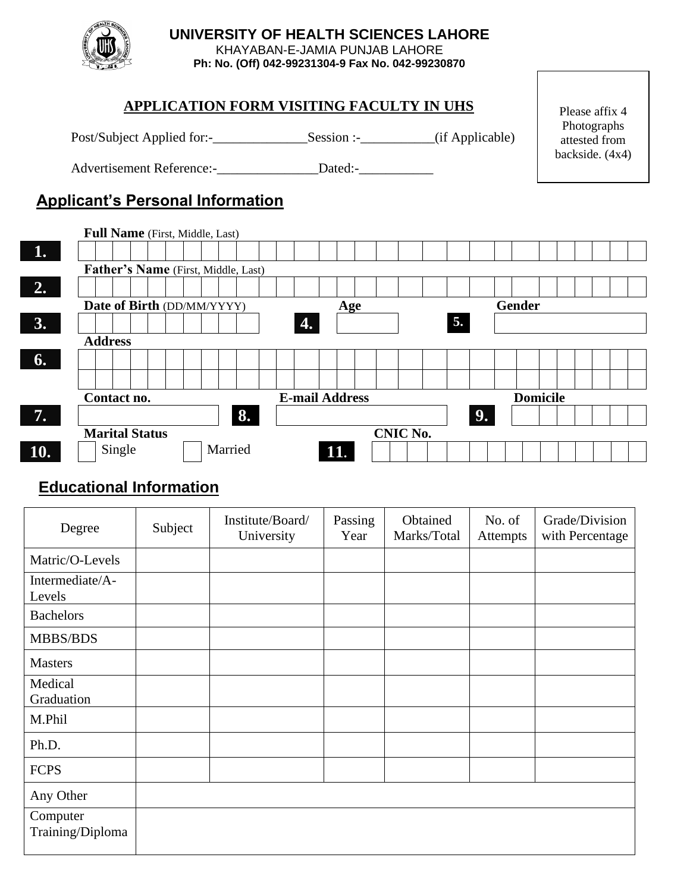**UNIVERSITY OF HEALTH SCIENCES LAHORE**
KHAYABAN-E-JAMIA PUNJAB LAHORE
**Ph: No. (Off) 042-99231304-9 Fax No. 042-99230870**

Please affix 4 Photographs attested from backside. (4x4)

## APPLICATION FORM VISITING FACULTY IN UHS

Post/Subject Applied for:-______________Session :-___________(if Applicable)

Advertisement Reference:-_______________Dated:-___________

## Applicant's Personal Information

**1.** **Full Name** (First, Middle, Last)

**2.** **Father's Name** (First, Middle, Last)

**3.** **Date of Birth** (DD/MM/YYYY) **4.** **Age** **5.** **Gender**

**6.** **Address**

**7.** **Contact no.** **8.** **E-mail Address** **9.** **Domicile**

**10.** **Marital Status** ☐ Single ☐ Married **11.** **CNIC No.**

## Educational Information

| Degree | Subject | Institute/Board/ University | Passing Year | Obtained Marks/Total | No. of Attempts | Grade/Division with Percentage |
|---|---|---|---|---|---|---|
| Matric/O-Levels | | | | | | |
| Intermediate/A-Levels | | | | | | |
| Bachelors | | | | | | |
| MBBS/BDS | | | | | | |
| Masters | | | | | | |
| Medical Graduation | | | | | | |
| M.Phil | | | | | | |
| Ph.D. | | | | | | |
| FCPS | | | | | | |
| Any Other | | | | | | |
| Computer Training/Diploma | | | | | | |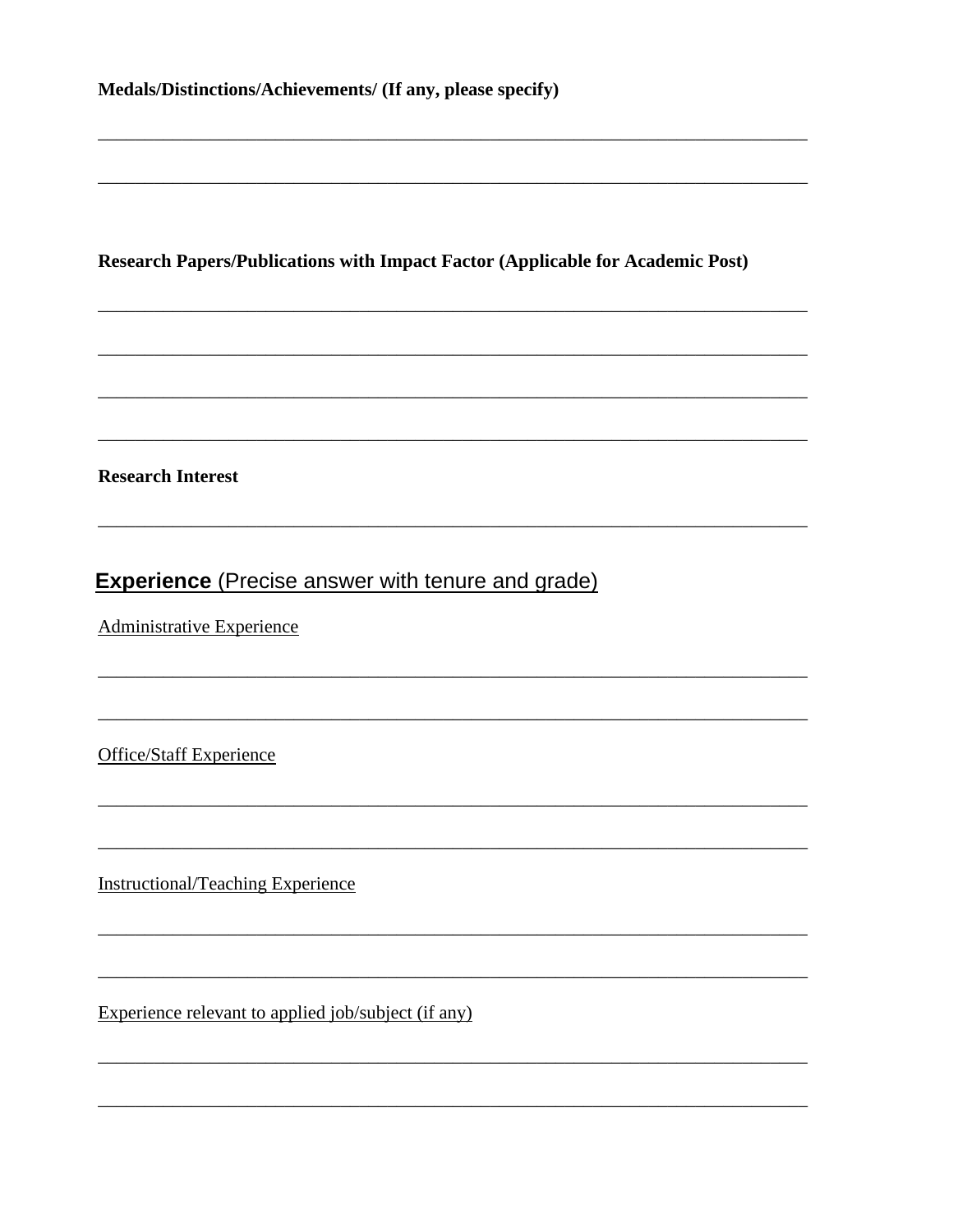**Medals/Distinctions/Achievements/ (If any, please specify)**

\_\_\_\_\_\_\_\_\_\_\_\_\_\_\_\_\_\_\_\_\_\_\_\_\_\_\_\_\_\_\_\_\_\_\_\_\_\_\_\_\_\_\_\_\_\_\_\_\_\_\_\_\_\_\_\_\_\_\_\_\_\_\_\_\_\_\_\_\_\_\_\_

\_\_\_\_\_\_\_\_\_\_\_\_\_\_\_\_\_\_\_\_\_\_\_\_\_\_\_\_\_\_\_\_\_\_\_\_\_\_\_\_\_\_\_\_\_\_\_\_\_\_\_\_\_\_\_\_\_\_\_\_\_\_\_\_\_\_\_\_\_\_\_\_

**Research Papers/Publications with Impact Factor (Applicable for Academic Post)**

\_\_\_\_\_\_\_\_\_\_\_\_\_\_\_\_\_\_\_\_\_\_\_\_\_\_\_\_\_\_\_\_\_\_\_\_\_\_\_\_\_\_\_\_\_\_\_\_\_\_\_\_\_\_\_\_\_\_\_\_\_\_\_\_\_\_\_\_\_\_\_\_

\_\_\_\_\_\_\_\_\_\_\_\_\_\_\_\_\_\_\_\_\_\_\_\_\_\_\_\_\_\_\_\_\_\_\_\_\_\_\_\_\_\_\_\_\_\_\_\_\_\_\_\_\_\_\_\_\_\_\_\_\_\_\_\_\_\_\_\_\_\_\_\_

\_\_\_\_\_\_\_\_\_\_\_\_\_\_\_\_\_\_\_\_\_\_\_\_\_\_\_\_\_\_\_\_\_\_\_\_\_\_\_\_\_\_\_\_\_\_\_\_\_\_\_\_\_\_\_\_\_\_\_\_\_\_\_\_\_\_\_\_\_\_\_\_

\_\_\_\_\_\_\_\_\_\_\_\_\_\_\_\_\_\_\_\_\_\_\_\_\_\_\_\_\_\_\_\_\_\_\_\_\_\_\_\_\_\_\_\_\_\_\_\_\_\_\_\_\_\_\_\_\_\_\_\_\_\_\_\_\_\_\_\_\_\_\_\_

**Research Interest**

\_\_\_\_\_\_\_\_\_\_\_\_\_\_\_\_\_\_\_\_\_\_\_\_\_\_\_\_\_\_\_\_\_\_\_\_\_\_\_\_\_\_\_\_\_\_\_\_\_\_\_\_\_\_\_\_\_\_\_\_\_\_\_\_\_\_\_\_\_\_\_\_

## **Experience** (Precise answer with tenure and grade)

Administrative Experience

\_\_\_\_\_\_\_\_\_\_\_\_\_\_\_\_\_\_\_\_\_\_\_\_\_\_\_\_\_\_\_\_\_\_\_\_\_\_\_\_\_\_\_\_\_\_\_\_\_\_\_\_\_\_\_\_\_\_\_\_\_\_\_\_\_\_\_\_\_\_\_\_

\_\_\_\_\_\_\_\_\_\_\_\_\_\_\_\_\_\_\_\_\_\_\_\_\_\_\_\_\_\_\_\_\_\_\_\_\_\_\_\_\_\_\_\_\_\_\_\_\_\_\_\_\_\_\_\_\_\_\_\_\_\_\_\_\_\_\_\_\_\_\_\_

Office/Staff Experience

\_\_\_\_\_\_\_\_\_\_\_\_\_\_\_\_\_\_\_\_\_\_\_\_\_\_\_\_\_\_\_\_\_\_\_\_\_\_\_\_\_\_\_\_\_\_\_\_\_\_\_\_\_\_\_\_\_\_\_\_\_\_\_\_\_\_\_\_\_\_\_\_

\_\_\_\_\_\_\_\_\_\_\_\_\_\_\_\_\_\_\_\_\_\_\_\_\_\_\_\_\_\_\_\_\_\_\_\_\_\_\_\_\_\_\_\_\_\_\_\_\_\_\_\_\_\_\_\_\_\_\_\_\_\_\_\_\_\_\_\_\_\_\_\_

Instructional/Teaching Experience

\_\_\_\_\_\_\_\_\_\_\_\_\_\_\_\_\_\_\_\_\_\_\_\_\_\_\_\_\_\_\_\_\_\_\_\_\_\_\_\_\_\_\_\_\_\_\_\_\_\_\_\_\_\_\_\_\_\_\_\_\_\_\_\_\_\_\_\_\_\_\_\_

\_\_\_\_\_\_\_\_\_\_\_\_\_\_\_\_\_\_\_\_\_\_\_\_\_\_\_\_\_\_\_\_\_\_\_\_\_\_\_\_\_\_\_\_\_\_\_\_\_\_\_\_\_\_\_\_\_\_\_\_\_\_\_\_\_\_\_\_\_\_\_\_

Experience relevant to applied job/subject (if any)

\_\_\_\_\_\_\_\_\_\_\_\_\_\_\_\_\_\_\_\_\_\_\_\_\_\_\_\_\_\_\_\_\_\_\_\_\_\_\_\_\_\_\_\_\_\_\_\_\_\_\_\_\_\_\_\_\_\_\_\_\_\_\_\_\_\_\_\_\_\_\_\_

\_\_\_\_\_\_\_\_\_\_\_\_\_\_\_\_\_\_\_\_\_\_\_\_\_\_\_\_\_\_\_\_\_\_\_\_\_\_\_\_\_\_\_\_\_\_\_\_\_\_\_\_\_\_\_\_\_\_\_\_\_\_\_\_\_\_\_\_\_\_\_\_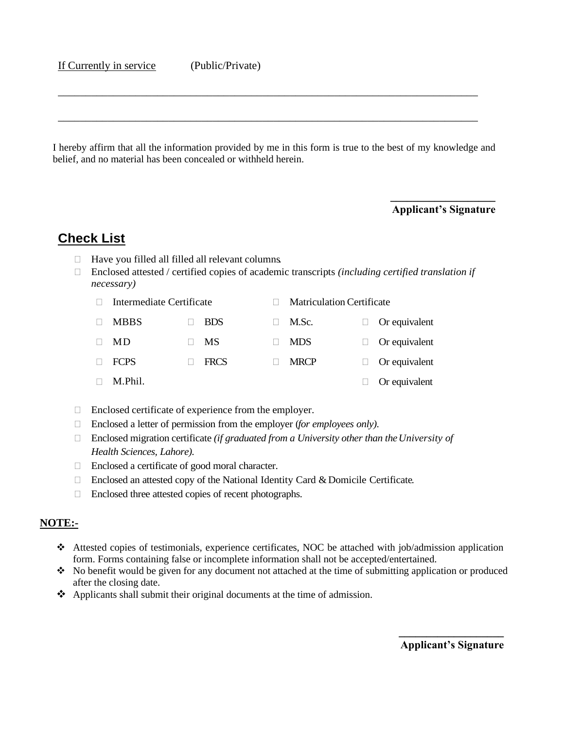If Currently in service (Public/Private)

\_\_\_\_\_\_\_\_\_\_\_\_\_\_\_\_\_\_\_\_\_\_\_\_\_\_\_\_\_\_\_\_\_\_\_\_\_\_\_\_\_\_\_\_\_\_\_\_\_\_\_\_\_\_\_\_\_\_\_\_\_\_\_\_\_\_\_\_\_\_\_\_\_\_

\_\_\_\_\_\_\_\_\_\_\_\_\_\_\_\_\_\_\_\_\_\_\_\_\_\_\_\_\_\_\_\_\_\_\_\_\_\_\_\_\_\_\_\_\_\_\_\_\_\_\_\_\_\_\_\_\_\_\_\_\_\_\_\_\_\_\_\_\_\_\_\_\_\_

I hereby affirm that all the information provided by me in this form is true to the best of my knowledge and belief, and no material has been concealed or withheld herein.

\_\_\_\_\_\_\_\_\_\_\_\_\_\_\_\_\_\_\_\_
**Applicant's Signature**

## Check List

- ☐ Have you filled all filled all relevant columns.
- ☐ Enclosed attested / certified copies of academic transcripts *(including certified translation if necessary)*

| | | | |
|---|---|---|---|
| ☐ Intermediate Certificate | | ☐ Matriculation Certificate | |
| ☐ MBBS | ☐ BDS | ☐ M.Sc. | ☐ Or equivalent |
| ☐ MD | ☐ MS | ☐ MDS | ☐ Or equivalent |
| ☐ FCPS | ☐ FRCS | ☐ MRCP | ☐ Or equivalent |
| ☐ M.Phil. | | | ☐ Or equivalent |

- ☐ Enclosed certificate of experience from the employer.
- ☐ Enclosed a letter of permission from the employer (*for employees only).*
- ☐ Enclosed migration certificate *(if graduated from a University other than the University of Health Sciences, Lahore).*
- ☐ Enclosed a certificate of good moral character.
- ☐ Enclosed an attested copy of the National Identity Card & Domicile Certificate.
- ☐ Enclosed three attested copies of recent photographs.

**NOTE:-**

- ❖ Attested copies of testimonials, experience certificates, NOC be attached with job/admission application form. Forms containing false or incomplete information shall not be accepted/entertained.
- ❖ No benefit would be given for any document not attached at the time of submitting application or produced after the closing date.
- ❖ Applicants shall submit their original documents at the time of admission.

\_\_\_\_\_\_\_\_\_\_\_\_\_\_\_\_\_\_\_\_
**Applicant's Signature**